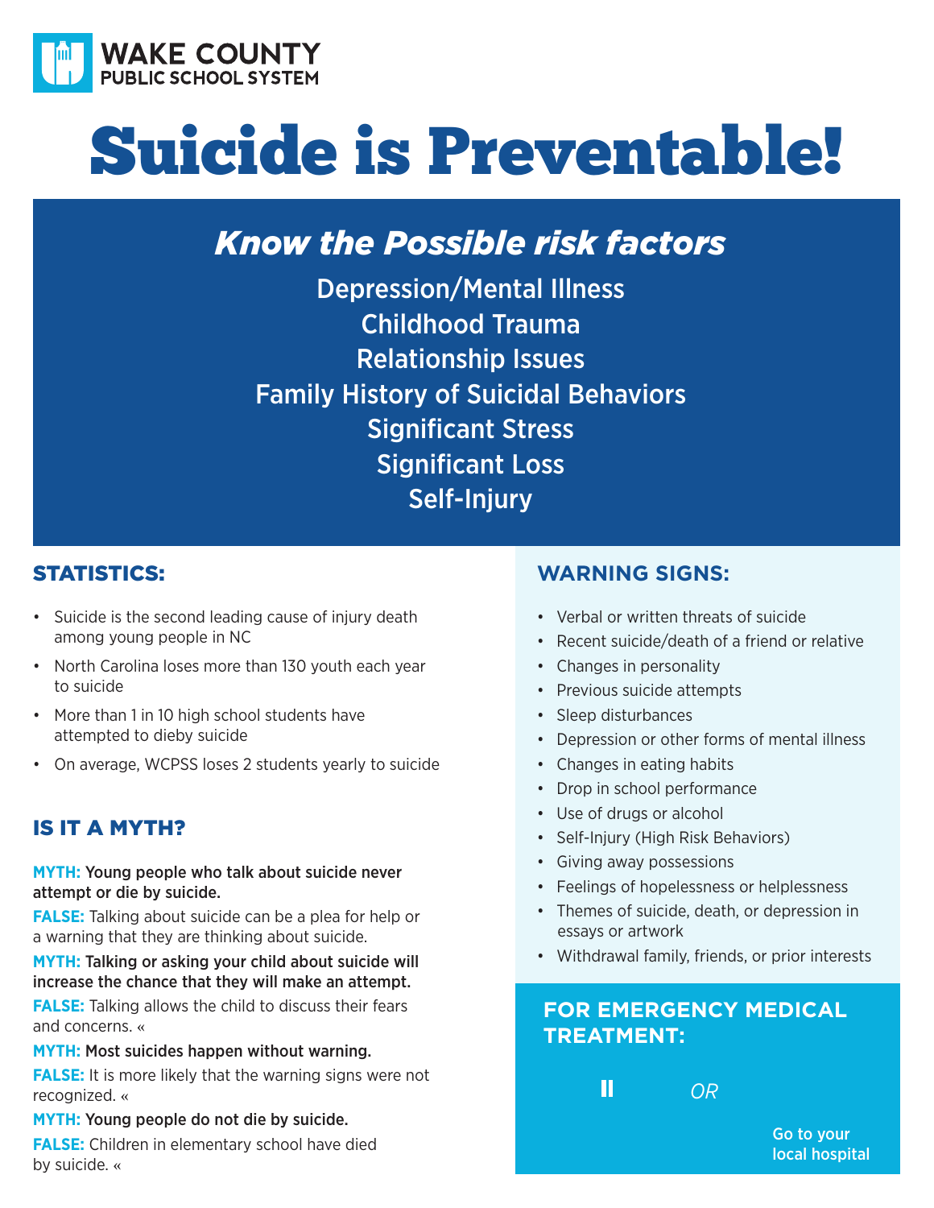WAKE COUNTY
PUBLIC SCHOOL SYSTEM

# Suicide is Preventable!

## *Know the Possible risk factors*

Depression/Mental Illness
Childhood Trauma
Relationship Issues
Family History of Suicidal Behaviors
Significant Stress
Significant Loss
Self-Injury

## STATISTICS:

- Suicide is the second leading cause of injury death among young people in NC
- North Carolina loses more than 130 youth each year to suicide
- More than 1 in 10 high school students have attempted to dieby suicide
- On average, WCPSS loses 2 students yearly to suicide

## IS IT A MYTH?

**MYTH:** **Young people who talk about suicide never attempt or die by suicide.**

**FALSE:** Talking about suicide can be a plea for help or a warning that they are thinking about suicide.

**MYTH:** **Talking or asking your child about suicide will increase the chance that they will make an attempt.**

**FALSE:** Talking allows the child to discuss their fears and concerns. «

**MYTH:** **Most suicides happen without warning.**

**FALSE:** It is more likely that the warning signs were not recognized. «

**MYTH:** **Young people do not die by suicide.**

**FALSE:** Children in elementary school have died by suicide. «

## WARNING SIGNS:

- Verbal or written threats of suicide
- Recent suicide/death of a friend or relative
- Changes in personality
- Previous suicide attempts
- Sleep disturbances
- Depression or other forms of mental illness
- Changes in eating habits
- Drop in school performance
- Use of drugs or alcohol
- Self-Injury (High Risk Behaviors)
- Giving away possessions
- Feelings of hopelessness or helplessness
- Themes of suicide, death, or depression in essays or artwork
- Withdrawal family, friends, or prior interests

## FOR EMERGENCY MEDICAL TREATMENT:

II *OR*

Go to your local hospital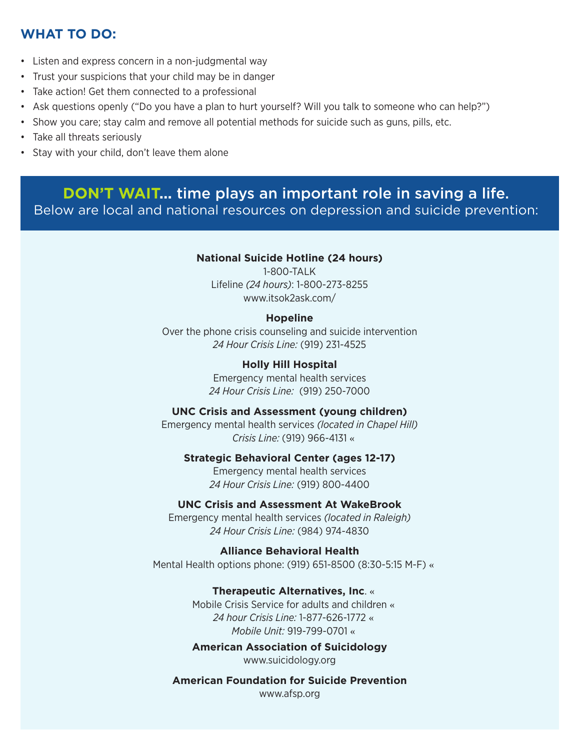## WHAT TO DO:

- Listen and express concern in a non-judgmental way
- Trust your suspicions that your child may be in danger
- Take action! Get them connected to a professional
- Ask questions openly ("Do you have a plan to hurt yourself? Will you talk to someone who can help?")
- Show you care; stay calm and remove all potential methods for suicide such as guns, pills, etc.
- Take all threats seriously
- Stay with your child, don't leave them alone

## DON'T WAIT... time plays an important role in saving a life.

Below are local and national resources on depression and suicide prevention:

**National Suicide Hotline (24 hours)**
1-800-TALK
Lifeline *(24 hours)*: 1-800-273-8255
www.itsok2ask.com/

**Hopeline**
Over the phone crisis counseling and suicide intervention
*24 Hour Crisis Line:* (919) 231-4525

**Holly Hill Hospital**
Emergency mental health services
*24 Hour Crisis Line:* (919) 250-7000

**UNC Crisis and Assessment (young children)**
Emergency mental health services *(located in Chapel Hill)*
*Crisis Line:* (919) 966-4131 «

**Strategic Behavioral Center (ages 12-17)**
Emergency mental health services
*24 Hour Crisis Line:* (919) 800-4400

**UNC Crisis and Assessment At WakeBrook**
Emergency mental health services *(located in Raleigh)*
*24 Hour Crisis Line:* (984) 974-4830

**Alliance Behavioral Health**
Mental Health options phone: (919) 651-8500 (8:30-5:15 M-F) «

**Therapeutic Alternatives, Inc**. «
Mobile Crisis Service for adults and children «
*24 hour Crisis Line:* 1-877-626-1772 «
*Mobile Unit:* 919-799-0701 «

**American Association of Suicidology**
www.suicidology.org

**American Foundation for Suicide Prevention**
www.afsp.org